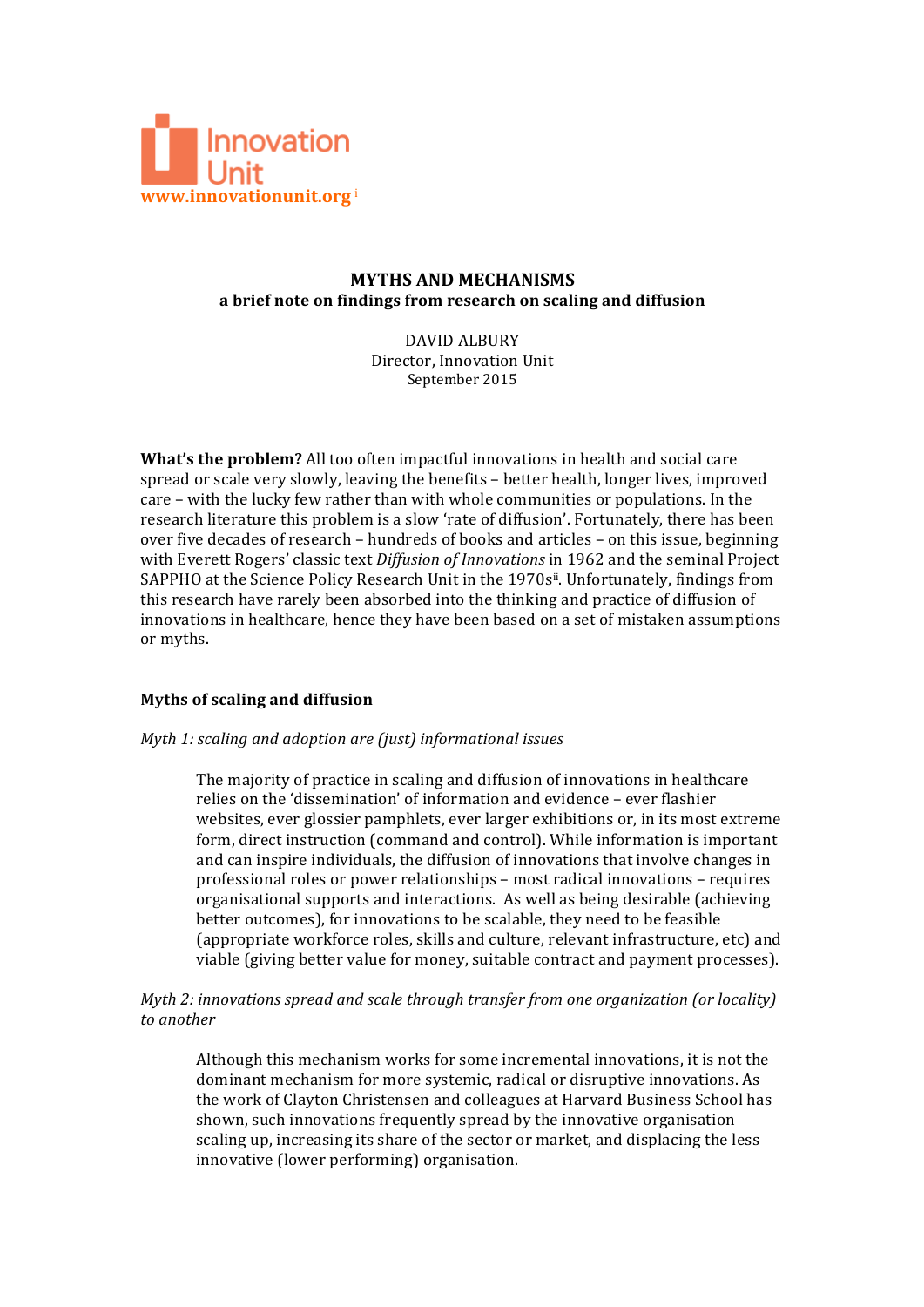Innovation Unit

www.innovationunit.org [i]

# MYTHS AND MECHANISMS

**a brief note on findings from research on scaling and diffusion**

DAVID ALBURY
Director, Innovation Unit
September 2015

**What's the problem?** All too often impactful innovations in health and social care spread or scale very slowly, leaving the benefits – better health, longer lives, improved care – with the lucky few rather than with whole communities or populations. In the research literature this problem is a slow 'rate of diffusion'. Fortunately, there has been over five decades of research – hundreds of books and articles – on this issue, beginning with Everett Rogers' classic text *Diffusion of Innovations* in 1962 and the seminal Project SAPPHO at the Science Policy Research Unit in the 1970s[ii]. Unfortunately, findings from this research have rarely been absorbed into the thinking and practice of diffusion of innovations in healthcare, hence they have been based on a set of mistaken assumptions or myths.

## Myths of scaling and diffusion

*Myth 1: scaling and adoption are (just) informational issues*

> The majority of practice in scaling and diffusion of innovations in healthcare relies on the 'dissemination' of information and evidence – ever flashier websites, ever glossier pamphlets, ever larger exhibitions or, in its most extreme form, direct instruction (command and control). While information is important and can inspire individuals, the diffusion of innovations that involve changes in professional roles or power relationships – most radical innovations – requires organisational supports and interactions. As well as being desirable (achieving better outcomes), for innovations to be scalable, they need to be feasible (appropriate workforce roles, skills and culture, relevant infrastructure, etc) and viable (giving better value for money, suitable contract and payment processes).

*Myth 2: innovations spread and scale through transfer from one organization (or locality) to another*

> Although this mechanism works for some incremental innovations, it is not the dominant mechanism for more systemic, radical or disruptive innovations. As the work of Clayton Christensen and colleagues at Harvard Business School has shown, such innovations frequently spread by the innovative organisation scaling up, increasing its share of the sector or market, and displacing the less innovative (lower performing) organisation.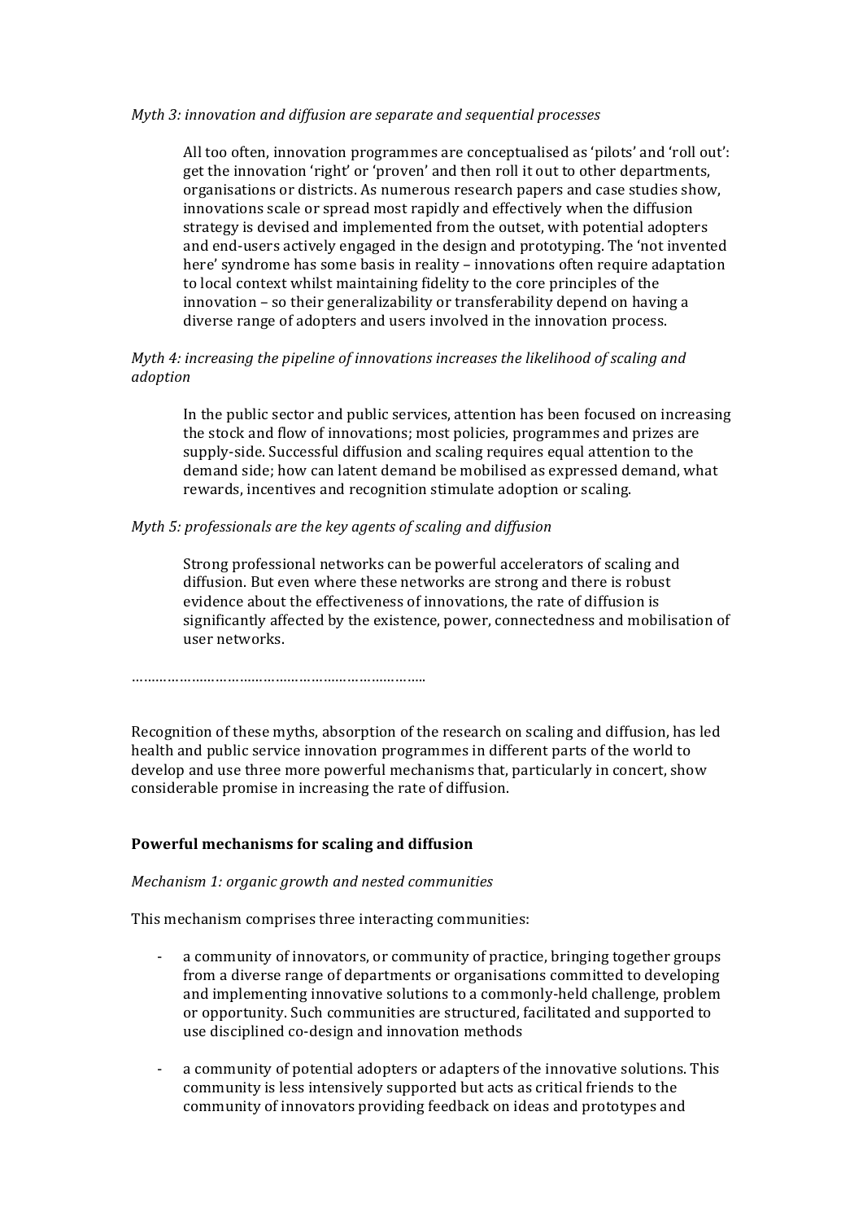*Myth 3: innovation and diffusion are separate and sequential processes*

All too often, innovation programmes are conceptualised as 'pilots' and 'roll out': get the innovation 'right' or 'proven' and then roll it out to other departments, organisations or districts. As numerous research papers and case studies show, innovations scale or spread most rapidly and effectively when the diffusion strategy is devised and implemented from the outset, with potential adopters and end-users actively engaged in the design and prototyping. The 'not invented here' syndrome has some basis in reality – innovations often require adaptation to local context whilst maintaining fidelity to the core principles of the innovation – so their generalizability or transferability depend on having a diverse range of adopters and users involved in the innovation process.

*Myth 4: increasing the pipeline of innovations increases the likelihood of scaling and adoption*

In the public sector and public services, attention has been focused on increasing the stock and flow of innovations; most policies, programmes and prizes are supply-side. Successful diffusion and scaling requires equal attention to the demand side; how can latent demand be mobilised as expressed demand, what rewards, incentives and recognition stimulate adoption or scaling.

*Myth 5: professionals are the key agents of scaling and diffusion*

Strong professional networks can be powerful accelerators of scaling and diffusion. But even where these networks are strong and there is robust evidence about the effectiveness of innovations, the rate of diffusion is significantly affected by the existence, power, connectedness and mobilisation of user networks.

………………………………………………………………..

Recognition of these myths, absorption of the research on scaling and diffusion, has led health and public service innovation programmes in different parts of the world to develop and use three more powerful mechanisms that, particularly in concert, show considerable promise in increasing the rate of diffusion.

**Powerful mechanisms for scaling and diffusion**

*Mechanism 1: organic growth and nested communities*

This mechanism comprises three interacting communities:

- a community of innovators, or community of practice, bringing together groups from a diverse range of departments or organisations committed to developing and implementing innovative solutions to a commonly-held challenge, problem or opportunity. Such communities are structured, facilitated and supported to use disciplined co-design and innovation methods

- a community of potential adopters or adapters of the innovative solutions. This community is less intensively supported but acts as critical friends to the community of innovators providing feedback on ideas and prototypes and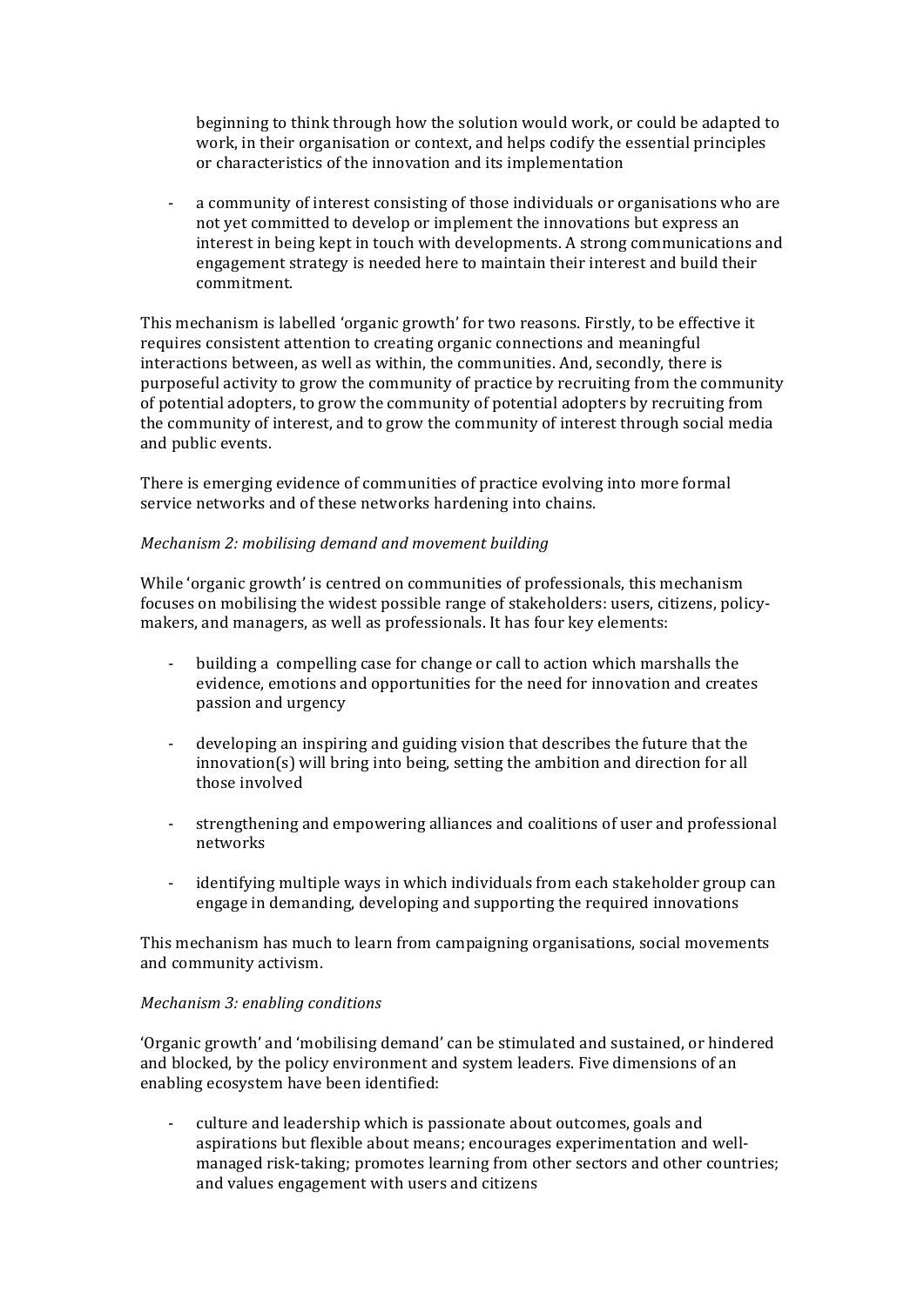beginning to think through how the solution would work, or could be adapted to work, in their organisation or context, and helps codify the essential principles or characteristics of the innovation and its implementation

- a community of interest consisting of those individuals or organisations who are not yet committed to develop or implement the innovations but express an interest in being kept in touch with developments. A strong communications and engagement strategy is needed here to maintain their interest and build their commitment.

This mechanism is labelled 'organic growth' for two reasons. Firstly, to be effective it requires consistent attention to creating organic connections and meaningful interactions between, as well as within, the communities. And, secondly, there is purposeful activity to grow the community of practice by recruiting from the community of potential adopters, to grow the community of potential adopters by recruiting from the community of interest, and to grow the community of interest through social media and public events.

There is emerging evidence of communities of practice evolving into more formal service networks and of these networks hardening into chains.

*Mechanism 2: mobilising demand and movement building*

While 'organic growth' is centred on communities of professionals, this mechanism focuses on mobilising the widest possible range of stakeholders: users, citizens, policy-makers, and managers, as well as professionals. It has four key elements:

- building a compelling case for change or call to action which marshalls the evidence, emotions and opportunities for the need for innovation and creates passion and urgency

- developing an inspiring and guiding vision that describes the future that the innovation(s) will bring into being, setting the ambition and direction for all those involved

- strengthening and empowering alliances and coalitions of user and professional networks

- identifying multiple ways in which individuals from each stakeholder group can engage in demanding, developing and supporting the required innovations

This mechanism has much to learn from campaigning organisations, social movements and community activism.

*Mechanism 3: enabling conditions*

'Organic growth' and 'mobilising demand' can be stimulated and sustained, or hindered and blocked, by the policy environment and system leaders. Five dimensions of an enabling ecosystem have been identified:

- culture and leadership which is passionate about outcomes, goals and aspirations but flexible about means; encourages experimentation and well-managed risk-taking; promotes learning from other sectors and other countries; and values engagement with users and citizens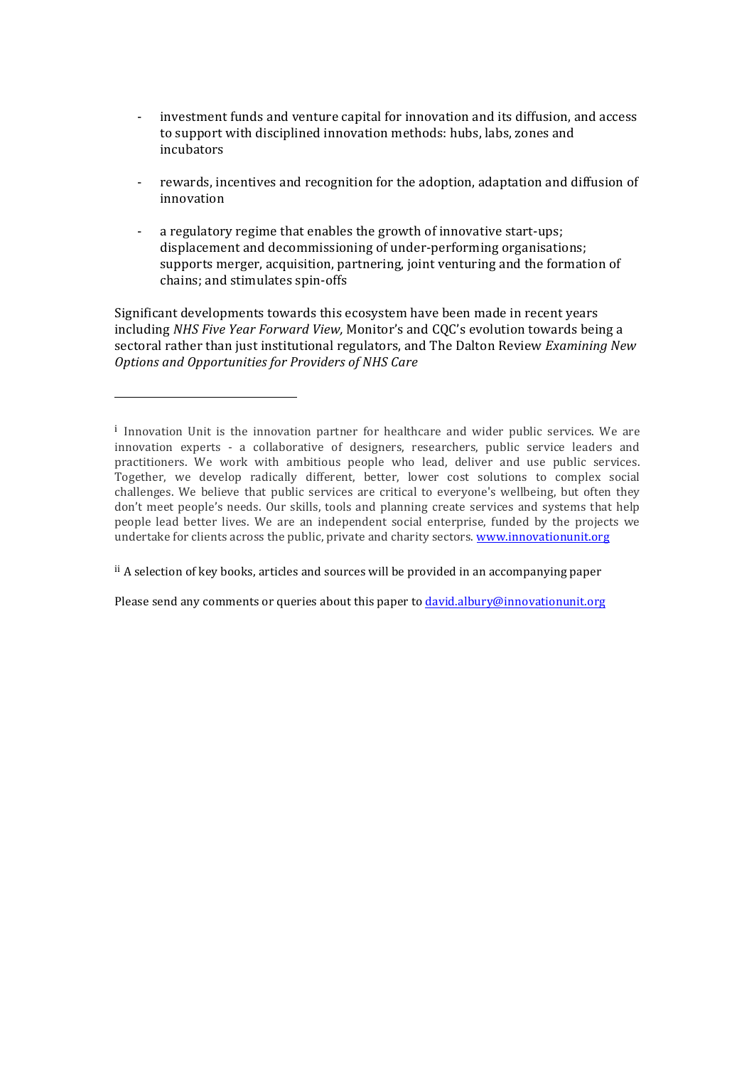- investment funds and venture capital for innovation and its diffusion, and access to support with disciplined innovation methods: hubs, labs, zones and incubators

- rewards, incentives and recognition for the adoption, adaptation and diffusion of innovation

- a regulatory regime that enables the growth of innovative start-ups; displacement and decommissioning of under-performing organisations; supports merger, acquisition, partnering, joint venturing and the formation of chains; and stimulates spin-offs

Significant developments towards this ecosystem have been made in recent years including *NHS Five Year Forward View,* Monitor's and CQC's evolution towards being a sectoral rather than just institutional regulators, and The Dalton Review *Examining New Options and Opportunities for Providers of NHS Care*

---

[i] Innovation Unit is the innovation partner for healthcare and wider public services. We are innovation experts - a collaborative of designers, researchers, public service leaders and practitioners. We work with ambitious people who lead, deliver and use public services. Together, we develop radically different, better, lower cost solutions to complex social challenges. We believe that public services are critical to everyone's wellbeing, but often they don't meet people's needs. Our skills, tools and planning create services and systems that help people lead better lives. We are an independent social enterprise, funded by the projects we undertake for clients across the public, private and charity sectors. [www.innovationunit.org](http://www.innovationunit.org)

[ii] A selection of key books, articles and sources will be provided in an accompanying paper

Please send any comments or queries about this paper to [david.albury@innovationunit.org](mailto:david.albury@innovationunit.org)